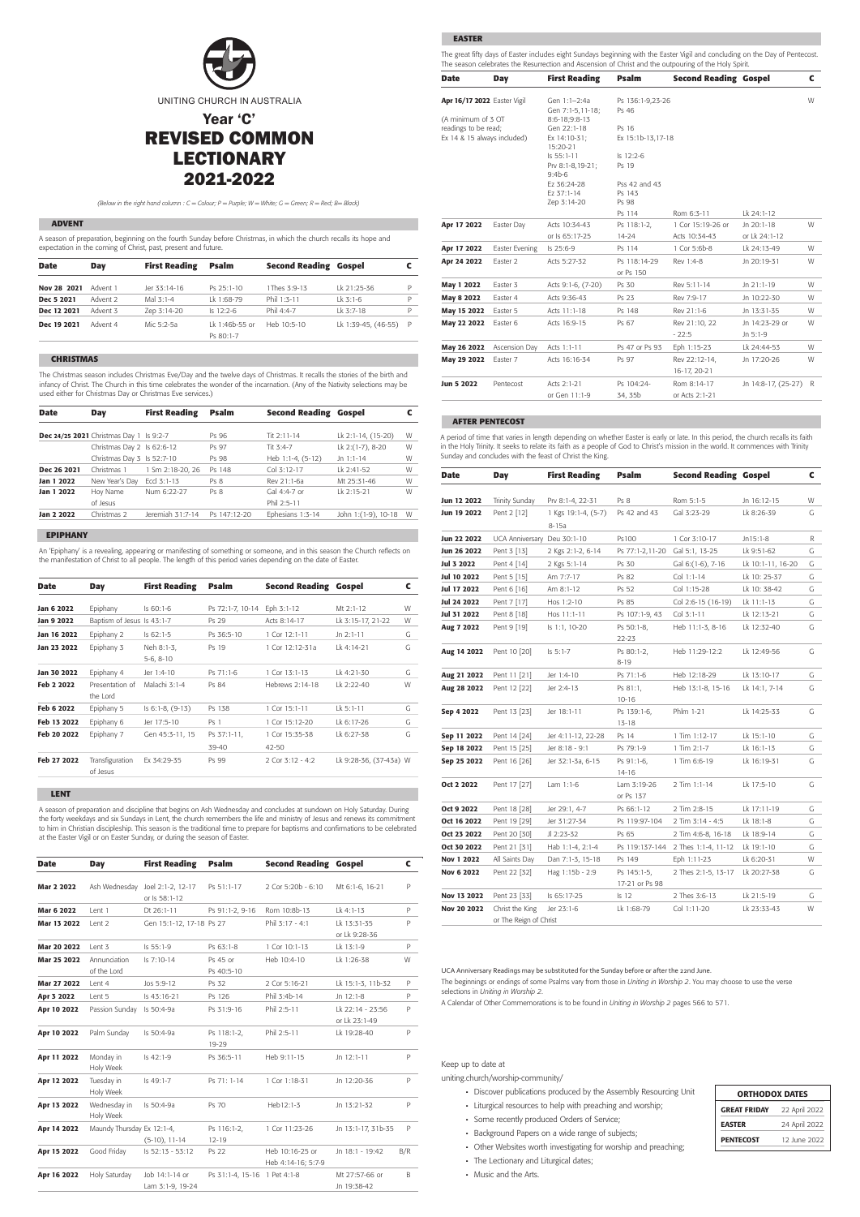UNITING CHURCH IN AUSTRALIA

# Year 'C'
# REVISED COMMON LECTIONARY 2021-2022

*(Below in the right hand column : C = Colour; P = Purple; W = White; G = Green; R = Red; B= Black)*

## ADVENT

A season of preparation, beginning on the fourth Sunday before Christmas, in which the church recalls its hope and expectation in the coming of Christ, past, present and future.

| Date | Day | First Reading | Psalm | Second Reading | Gospel | C |
|---|---|---|---|---|---|---|
| Nov 28 2021 | Advent 1 | Jer 33:14-16 | Ps 25:1-10 | 1Thes 3:9-13 | Lk 21:25-36 | P |
| Dec 5 2021 | Advent 2 | Mal 3:1-4 | Lk 1:68-79 | Phil 1:3-11 | Lk 3:1-6 | P |
| Dec 12 2021 | Advent 3 | Zep 3:14-20 | Is 12:2-6 | Phil 4:4-7 | Lk 3:7-18 | P |
| Dec 19 2021 | Advent 4 | Mic 5:2-5a | Lk 1:46b-55 or Ps 80:1-7 | Heb 10:5-10 | Lk 1:39-45, (46-55) | P |

## CHRISTMAS

The Christmas season includes Christmas Eve/Day and the twelve days of Christmas. It recalls the stories of the birth and infancy of Christ. The Church in this time celebrates the wonder of the incarnation. (Any of the Nativity selections may be used either for Christmas Day or Christmas Eve services.)

| Date | Day | First Reading | Psalm | Second Reading | Gospel | C |
|---|---|---|---|---|---|---|
| Dec 24/25 2021 | Christmas Day 1 | Is 9:2-7 | Ps 96 | Tit 2:11-14 | Lk 2:1-14, (15-20) | W |
| | Christmas Day 2 | Is 62:6-12 | Ps 97 | Tit 3:4-7 | Lk 2:(1-7), 8-20 | W |
| | Christmas Day 3 | Is 52:7-10 | Ps 98 | Heb 1:1-4, (5-12) | Jn 1:1-14 | W |
| Dec 26 2021 | Christmas 1 | 1 Sm 2:18-20, 26 | Ps 148 | Col 3:12-17 | Lk 2:41-52 | W |
| Jan 1 2022 | New Year's Day | Eccl 3:1-13 | Ps 8 | Rev 21:1-6a | Mt 25:31-46 | W |
| Jan 1 2022 | Holy Name of Jesus | Num 6:22-27 | Ps 8 | Gal 4:4-7 or Phil 2:5-11 | Lk 2:15-21 | W |
| Jan 2 2022 | Christmas 2 | Jeremiah 31:7-14 | Ps 147:12-20 | Ephesians 1:3-14 | John 1:(1-9), 10-18 | W |

## EPIPHANY

An 'Epiphany' is a revealing, appearing or manifesting of something or someone, and in this season the Church reflects on the manifestation of Christ to all people. The length of this period varies depending on the date of Easter.

| Date | Day | First Reading | Psalm | Second Reading | Gospel | C |
|---|---|---|---|---|---|---|
| Jan 6 2022 | Epiphany | Is 60:1-6 | Ps 72:1-7, 10-14 | Eph 3:1-12 | Mt 2:1-12 | W |
| Jan 9 2022 | Baptism of Jesus | Is 43:1-7 | Ps 29 | Acts 8:14-17 | Lk 3:15-17, 21-22 | W |
| Jan 16 2022 | Epiphany 2 | Is 62:1-5 | Ps 36:5-10 | 1 Cor 12:1-11 | Jn 2:1-11 | G |
| Jan 23 2022 | Epiphany 3 | Neh 8:1-3, 5-6, 8-10 | Ps 19 | 1 Cor 12:12-31a | Lk 4:14-21 | G |
| Jan 30 2022 | Epiphany 4 | Jer 1:4-10 | Ps 71:1-6 | 1 Cor 13:1-13 | Lk 4:21-30 | G |
| Feb 2 2022 | Presentation of the Lord | Malachi 3:1-4 | Ps 84 | Hebrews 2:14-18 | Lk 2:22-40 | W |
| Feb 6 2022 | Epiphany 5 | Is 6:1-8, (9-13) | Ps 138 | 1 Cor 15:1-11 | Lk 5:1-11 | G |
| Feb 13 2022 | Epiphany 6 | Jer 17:5-10 | Ps 1 | 1 Cor 15:12-20 | Lk 6:17-26 | G |
| Feb 20 2022 | Epiphany 7 | Gen 45:3-11, 15 | Ps 37:1-11, 39-40 | 1 Cor 15:35-38 42-50 | Lk 6:27-38 | G |
| Feb 27 2022 | Transfiguration of Jesus | Ex 34:29-35 | Ps 99 | 2 Cor 3:12 - 4:2 | Lk 9:28-36, (37-43a) | W |

## LENT

A season of preparation and discipline that begins on Ash Wednesday and concludes at sundown on Holy Saturday. During the forty weekdays and six Sundays in Lent, the church remembers the life and ministry of Jesus and renews its commitment to him in Christian discipleship. This season is the traditional time to prepare for baptisms and confirmations to be celebrated at the Easter Vigil or on Easter Sunday, or during the season of Easter.

| Date | Day | First Reading | Psalm | Second Reading | Gospel | C |
|---|---|---|---|---|---|---|
| Mar 2 2022 | Ash Wednesday | Joel 2:1-2, 12-17 or Is 58:1-12 | Ps 51:1-17 | 2 Cor 5:20b - 6:10 | Mt 6:1-6, 16-21 | P |
| Mar 6 2022 | Lent 1 | Dt 26:1-11 | Ps 91:1-2, 9-16 | Rom 10:8b-13 | Lk 4:1-13 | P |
| Mar 13 2022 | Lent 2 | Gen 15:1-12, 17-18 | Ps 27 | Phil 3:17 - 4:1 | Lk 13:31-35 or Lk 9:28-36 | P |
| Mar 20 2022 | Lent 3 | Is 55:1-9 | Ps 63:1-8 | 1 Cor 10:1-13 | Lk 13:1-9 | P |
| Mar 25 2022 | Annunciation of the Lord | Is 7:10-14 | Ps 45 or Ps 40:5-10 | Heb 10:4-10 | Lk 1:26-38 | W |
| Mar 27 2022 | Lent 4 | Jos 5:9-12 | Ps 32 | 2 Cor 5:16-21 | Lk 15:1-3, 11b-32 | P |
| Apr 3 2022 | Lent 5 | Is 43:16-21 | Ps 126 | Phil 3:4b-14 | Jn 12:1-8 | P |
| Apr 10 2022 | Passion Sunday | Is 50:4-9a | Ps 31:9-16 | Phil 2:5-11 | Lk 22:14 - 23:56 or Lk 23:1-49 | P |
| Apr 10 2022 | Palm Sunday | Is 50:4-9a | Ps 118:1-2, 19-29 | Phil 2:5-11 | Lk 19:28-40 | P |
| Apr 11 2022 | Monday in Holy Week | Is 42:1-9 | Ps 36:5-11 | Heb 9:11-15 | Jn 12:1-11 | P |
| Apr 12 2022 | Tuesday in Holy Week | Is 49:1-7 | Ps 71: 1-14 | 1 Cor 1:18-31 | Jn 12:20-36 | P |
| Apr 13 2022 | Wednesday in Holy Week | Is 50:4-9a | Ps 70 | Heb12:1-3 | Jn 13:21-32 | P |
| Apr 14 2022 | Maundy Thursday | Ex 12:1-4, (5-10), 11-14 | Ps 116:1-2, 12-19 | 1 Cor 11:23-26 | Jn 13:1-17, 31b-35 | P |
| Apr 15 2022 | Good Friday | Is 52:13 - 53:12 | Ps 22 | Heb 10:16-25 or Heb 4:14-16; 5:7-9 | Jn 18:1 - 19:42 | B/R |
| Apr 16 2022 | Holy Saturday | Job 14:1-14 or Lam 3:1-9, 19-24 | Ps 31:1-4, 15-16 | 1 Pet 4:1-8 | Mt 27:57-66 or Jn 19:38-42 | B |

## EASTER

The great fifty days of Easter includes eight Sundays beginning with the Easter Vigil and concluding on the Day of Pentecost. The season celebrates the Resurrection and Ascension of Christ and the outpouring of the Holy Spirit.

| Date | Day | First Reading | Psalm | Second Reading | Gospel | C |
|---|---|---|---|---|---|---|
| Apr 16/17 2022 (A minimum of 3 OT readings to be read; Ex 14 & 15 always included) | Easter Vigil | Gen 1:1–2:4a | Ps 136:1-9,23-26 | | | W |
| | | Gen 7:1-5,11-18; 8:6-18;9:8-13 | Ps 46 | | | |
| | | Gen 22:1-18 | Ps 16 | | | |
| | | Ex 14:10-31; 15:20-21 | Ex 15:1b-13,17-18 | | | |
| | | Is 55:1-11 | Is 12:2-6 | | | |
| | | Prv 8:1-8,19-21; 9:4b-6 | Ps 19 | | | |
| | | Ez 36:24-28 | Pss 42 and 43 | | | |
| | | Ez 37:1-14 | Ps 143 | | | |
| | | Zep 3:14-20 | Ps 98 | | | |
| | | | Ps 114 | Rom 6:3-11 | Lk 24:1-12 | |
| Apr 17 2022 | Easter Day | Acts 10:34-43 or Is 65:17-25 | Ps 118:1-2, 14-24 | 1 Cor 15:19-26 or Acts 10:34-43 | Jn 20:1-18 or Lk 24:1-12 | W |
| Apr 17 2022 | Easter Evening | Is 25:6-9 | Ps 114 | 1 Cor 5:6b-8 | Lk 24:13-49 | W |
| Apr 24 2022 | Easter 2 | Acts 5:27-32 | Ps 118:14-29 or Ps 150 | Rev 1:4-8 | Jn 20:19-31 | W |
| May 1 2022 | Easter 3 | Acts 9:1-6, (7-20) | Ps 30 | Rev 5:11-14 | Jn 21:1-19 | W |
| May 8 2022 | Easter 4 | Acts 9:36-43 | Ps 23 | Rev 7:9-17 | Jn 10:22-30 | W |
| May 15 2022 | Easter 5 | Acts 11:1-18 | Ps 148 | Rev 21:1-6 | Jn 13:31-35 | W |
| May 22 2022 | Easter 6 | Acts 16:9-15 | Ps 67 | Rev 21:10, 22 - 22:5 | Jn 14:23-29 or Jn 5:1-9 | W |
| May 26 2022 | Ascension Day | Acts 1:1-11 | Ps 47 or Ps 93 | Eph 1:15-23 | Lk 24:44-53 | W |
| May 29 2022 | Easter 7 | Acts 16:16-34 | Ps 97 | Rev 22:12-14, 16-17, 20-21 | Jn 17:20-26 | W |
| Jun 5 2022 | Pentecost | Acts 2:1-21 or Gen 11:1-9 | Ps 104:24-34, 35b | Rom 8:14-17 or Acts 2:1-21 | Jn 14:8-17, (25-27) | R |

## AFTER PENTECOST

A period of time that varies in length depending on whether Easter is early or late. In this period, the church recalls its faith in the Holy Trinity. It seeks to relate its faith as a people of God to Christ's mission in the world. It commences with Trinity Sunday and concludes with the feast of Christ the King.

| Date | Day | First Reading | Psalm | Second Reading | Gospel | C |
|---|---|---|---|---|---|---|
| Jun 12 2022 | Trinity Sunday | Prv 8:1-4, 22-31 | Ps 8 | Rom 5:1-5 | Jn 16:12-15 | W |
| Jun 19 2022 | Pent 2 [12] | 1 Kgs 19:1-4, (5-7) 8-15a | Ps 42 and 43 | Gal 3:23-29 | Lk 8:26-39 | G |
| Jun 22 2022 | UCA Anniversary | Deu 30:1-10 | Ps100 | 1 Cor 3:10-17 | Jn15:1-8 | R |
| Jun 26 2022 | Pent 3 [13] | 2 Kgs 2:1-2, 6-14 | Ps 77:1-2,11-20 | Gal 5:1, 13-25 | Lk 9:51-62 | G |
| Jul 3 2022 | Pent 4 [14] | 2 Kgs 5:1-14 | Ps 30 | Gal 6:(1-6), 7-16 | Lk 10:1-11, 16-20 | G |
| Jul 10 2022 | Pent 5 [15] | Am 7:7-17 | Ps 82 | Col 1:1-14 | Lk 10: 25-37 | G |
| Jul 17 2022 | Pent 6 [16] | Am 8:1-12 | Ps 52 | Col 1:15-28 | Lk 10: 38-42 | G |
| Jul 24 2022 | Pent 7 [17] | Hos 1:2-10 | Ps 85 | Col 2:6-15 (16-19) | Lk 11:1-13 | G |
| Jul 31 2022 | Pent 8 [18] | Hos 11:1-11 | Ps 107:1-9, 43 | Col 3:1-11 | Lk 12:13-21 | G |
| Aug 7 2022 | Pent 9 [19] | Is 1:1, 10-20 | Ps 50:1-8, 22-23 | Heb 11:1-3, 8-16 | Lk 12:32-40 | G |
| Aug 14 2022 | Pent 10 [20] | Is 5:1-7 | Ps 80:1-2, 8-19 | Heb 11:29-12:2 | Lk 12:49-56 | G |
| Aug 21 2022 | Pent 11 [21] | Jer 1:4-10 | Ps 71:1-6 | Heb 12:18-29 | Lk 13:10-17 | G |
| Aug 28 2022 | Pent 12 [22] | Jer 2:4-13 | Ps 81:1, 10-16 | Heb 13:1-8, 15-16 | Lk 14:1, 7-14 | G |
| Sep 4 2022 | Pent 13 [23] | Jer 18:1-11 | Ps 139:1-6, 13-18 | Phlm 1-21 | Lk 14:25-33 | G |
| Sep 11 2022 | Pent 14 [24] | Jer 4:11-12, 22-28 | Ps 14 | 1 Tim 1:12-17 | Lk 15:1-10 | G |
| Sep 18 2022 | Pent 15 [25] | Jer 8:18 - 9:1 | Ps 79:1-9 | 1 Tim 2:1-7 | Lk 16:1-13 | G |
| Sep 25 2022 | Pent 16 [26] | Jer 32:1-3a, 6-15 | Ps 91:1-6, 14-16 | 1 Tim 6:6-19 | Lk 16:19-31 | G |
| Oct 2 2022 | Pent 17 [27] | Lam 1:1-6 | Lam 3:19-26 or Ps 137 | 2 Tim 1:1-14 | Lk 17:5-10 | G |
| Oct 9 2022 | Pent 18 [28] | Jer 29:1, 4-7 | Ps 66:1-12 | 2 Tim 2:8-15 | Lk 17:11-19 | G |
| Oct 16 2022 | Pent 19 [29] | Jer 31:27-34 | Ps 119:97-104 | 2 Tim 3:14 - 4:5 | Lk 18:1-8 | G |
| Oct 23 2022 | Pent 20 [30] | Jl 2:23-32 | Ps 65 | 2 Tim 4:6-8, 16-18 | Lk 18:9-14 | G |
| Oct 30 2022 | Pent 21 [31] | Hab 1:1-4, 2:1-4 | Ps 119:137-144 | 2 Thes 1:1-4, 11-12 | Lk 19:1-10 | G |
| Nov 1 2022 | All Saints Day | Dan 7:1-3, 15-18 | Ps 149 | Eph 1:11-23 | Lk 6:20-31 | W |
| Nov 6 2022 | Pent 22 [32] | Hag 1:15b - 2:9 | Ps 145:1-5, 17-21 or Ps 98 | 2 Thes 2:1-5, 13-17 | Lk 20:27-38 | G |
| Nov 13 2022 | Pent 23 [33] | Is 65:17-25 | Is 12 | 2 Thes 3:6-13 | Lk 21:5-19 | G |
| Nov 20 2022 | Christ the King or The Reign of Christ | Jer 23:1-6 | Lk 1:68-79 | Col 1:11-20 | Lk 23:33-43 | W |

UCA Anniversary Readings may be substituted for the Sunday before or after the 22nd June.

The beginnings or endings of some Psalms vary from those in *Uniting in Worship 2*. You may choose to use the verse selections in *Uniting in Worship 2*.

A Calendar of Other Commemorations is to be found in *Uniting in Worship 2* pages 566 to 571.

Keep up to date at

uniting.church/worship-community/

- Discover publications produced by the Assembly Resourcing Unit
- Liturgical resources to help with preaching and worship;
- Some recently produced Orders of Service;
- Background Papers on a wide range of subjects;
- Other Websites worth investigating for worship and preaching;
- The Lectionary and Liturgical dates;
- Music and the Arts.

| ORTHODOX DATES | |
|---|---|
| GREAT FRIDAY | 22 April 2022 |
| EASTER | 24 April 2022 |
| PENTECOST | 12 June 2022 |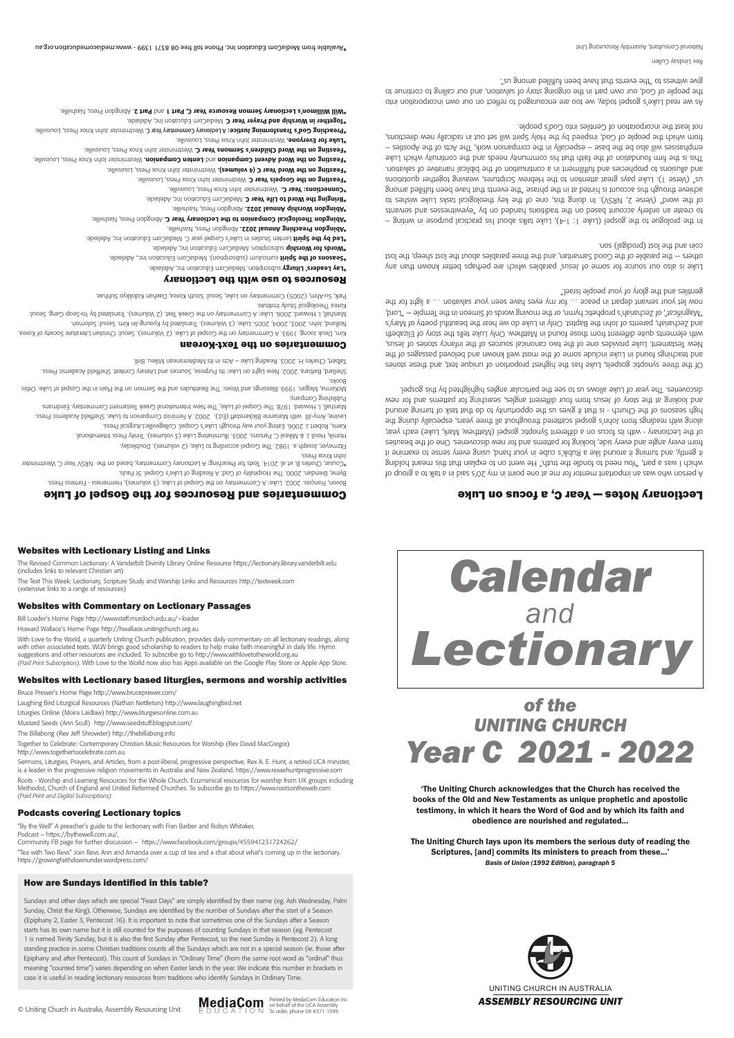# Lectionary Notes — Year C, a focus on Luke

A person who was an important mentor for me at one point in my 20's said in a talk to a group of which I was a part, "You need to fondle the truth." He went on to explain that this meant holding it gently, and turning it around like a Rubik's cube in your hand, using every sense to examine it from every angle and every side, looking for patterns and for new discoveries. One of the beauties of the Lectionary - with its focus on a different Synoptic gospel (Matthew, Mark, Luke) each year, along with readings from John's gospel scattered throughout all three years, especially during the high seasons of the Church - is that it gives us the opportunity to do that task of turning around and looking at the story of Jesus from four different angles, searching for patterns and for new discoveries. The year of Luke allows us to see the particular angles highlighted by this gospel.

Of the three synoptic gospels, Luke has the highest proportion of unique text, and these stories and teachings found in Luke include some of the most well known and beloved passages of the New Testament. Luke provides one of the two canonical sources of the infancy stories of Jesus, with elements quite different from those found in Matthew. Only Luke tells the story of Elizabeth and Zechariah, parents of John the Baptist. Only in Luke do we hear the beautiful poetry of Mary's "Magnificat", of Zechariah's prophetic hymn, or the moving words of Simeon in the temple – "Lord, now let your servant depart in peace … for my eyes have seen your salvation … a light for the gentiles and the glory of your people Israel".

Luke is also our source for some of Jesus' parables which are perhaps better known than any others – the parable of the Good Samaritan, and the three parables about the lost sheep, the lost coin and the lost (prodigal) son.

In the prologue to the gospel (Luke 1: 1-4), Luke talks about his practical purpose in writing – to create an orderly account based on the traditions handed on by "eyewitnesses and servants of the word" (Verse 2, NRSV). In doing this, one of the key theological tasks Luke wishes to achieve through this account is hinted at in the phrase "the events that have been fulfilled among us" (Verse 1). Luke pays great attention to the Hebrew Scriptures, weaving together quotations and allusions to prophecies and fulfilment in a continuation of the biblical narrative of salvation. This is the firm foundation of the faith that his community needs and the continuity which Luke emphasises will also be the base – especially in the companion work, The Acts of the Apostles – from which the people of God, inspired by the Holy Spirit will set out in radically new directions, not least the incorporation of Gentiles into God's people.

As we read Luke's gospel today, we too are encouraged to reflect on our own incorporation into the people of God, our own part in the ongoing story of salvation, and our calling to continue to give witness to "the events that have been fulfilled among us".

Rev Lindsay Cullen
National Consultant, Assembly Resourcing Unit

# Commentaries and Resources for the Gospel of Luke

Bovon, François. 2002. Luke: A Commentary on the Gospel of Luke, (3 volumes), Hermeneia - Fortress Press.

Byrne, Brendan. 2000. The Hospitality of God: A Reading of Luke's Gospel. St Pauls.

*Cousar, Charles B. et al. 2014. Texts for Preaching: A Lectionary Commentary, based on the NRSV Year C. Westminster John Knox Press.

Fitzmyer, Joseph A. 1982. The Gospel according to Luke, (2 volumes). Doubleday.

Hornik, Heidi J. & Mikeal C. Parsons. 2003. Illuminating Luke (3 volumes). Trinity Press International.

Karris, Robert J. 2006. Eating your way through Luke's Gospel. Collegeville-Liturgical Press.

Levine, Amy-Jill with Marianne Blickenstaff (Ed.). 2002. A Feminist Companion to Luke. Sheffield Academic Press.

Marshall, I. Howard. 1978. The Gospel of Luke, The New International Greek Testament Commentary. Eerdmans Publishing Company.

McKenna, Megan. 1999. Blessings and Woes: The Beatitudes and the Sermon on the Plain in the Gospel of Luke. Orbis Books.

Shellard, Barbara. 2002. New Light on Luke: Its Purpose, Sources and Literary Context. Sheffield Academic Press.

Talbert, Charles H. 2005. Reading Luke – Acts in its Mediterranean Milieu. Brill.

## Commentaries on the Text-Korean

Kim, Deuk Joong. 1993. A Commentary on the Gospel of Luke. (2 Volumes). Seoul: Christian Literature Society of Korea.

Nolland, John. 2003, 2004, 2005. Luke. (3 Volumes). Translated by Kyoung-Jin Kim. Seoul: Solomon.

Marshall, I. Howard. 2006. Luke: A Commentary on the Greek Text. (2 Volumes). Translated by Yo-Seop Gang. Seoul: Korea Theological Study Institute.

Park, Su-Ahn, (2005) Commentary on Luke, Seoul: South Korea, Daehan Kidokkyo Suhhae.

## Resources to use with the Lectionary

*Lay Leaders' Liturgy subscription. MediaCom Education Inc, Adelaide.
*Seasons of the Spirit curriculum (subscription). MediaCom Education Inc., Adelaide.
*Words for Worship subscription. MediaCom Education Inc, Adelaide.
*Led by the Spirit Lenten Studies in Luke's Gospel year C. MediaCom Education Inc, Adelaide.
*Abingdon Preaching Annual 2022. Abingdon Press, Nashville.
*Abingdon Theological Companion to the Lectionary Year C. Abingdon Press, Nashville.
*Bringing the Word to Life Year C. MediaCom Education Inc, Adelaide.
*Abingdon Worship Annual 2022. Abingdon Press, Nashville.
*Connections: Year C. Westminster John Knox Press, Louisville.
*Feasting on the Gospels Year C. Westminster John Knox Press, Louisville.
*Feasting on the Word Year C (4 volumes). Westminster John Knox Press, Louisville.
*Feasting on the Word Advent Companion and Lenten Companion. Westminster John Knox Press, Louisville.
*Feasting on the Word Children's Sermons Year C. Westminster John Knox Press, Louisville.
*Luke for Everyone. Westminster John Knox Press, Louisville.
*Preaching God's Transforming Justice: A Lectionary Commentary Year C. Westminster John Knox Press, Louisville.
*Together in Worship and Prayer Year C. MediaCom Education Inc, Adelaide.
*Will Willimon's Lectionary Sermon Resource Year C, Part 1 and Part 2. Abingdon Press, Nashville.

*Available from MediaCom Education Inc. Phone toll free 08 8371 1399 - www.mediacomeducation.org.au

## Websites with Lectionary Listing and Links

The Revised Common Lectionary: A Vanderbilt Divinity Library Online Resource https://lectionary.library.vanderbilt.edu (includes links to relevant Christian art)

The Text This Week: Lectionary, Scripture Study and Worship Links and Resources http://textweek.com (extensive links to a range of resources)

## Websites with Commentary on Lectionary Passages

Bill Loader's Home Page http://wwwstaff.murdoch.edu.au/~loader

Howard Wallace's Home Page http://hwallace.unitingchurch.org.au

With Love to the World, a quarterly Uniting Church publication, provides daily commentary on all lectionary readings, along with other associated texts. WLW brings good scholarship to readers to help make faith meaningful in daily life. Hymn suggestions and other resources are included. To subscribe go to http://www.withlovetotheworld.org.au *(Paid Print Subscription)*. With Love to the World now also has Apps available on the Google Play Store or Apple App Store.

## Websites with Lectionary based liturgies, sermons and worship activities

Bruce Prewer's Home Page http://www.bruceprewer.com/

Laughing Bird Liturgical Resources (Nathan Nettleton) http://www.laughingbird.net

Liturgies Online (Moira Laidlaw) http://www.liturgiesonline.com.au

Mustard Seeds (Ann Scull) http://www.seedstuff.blogspot.com/

The Billabong (Rev Jeff Shrowder) http://thebillabong.info

Together to Celebrate: Contemporary Christian Music Resources for Worship (Rev David MacGregor) http://www.togethertocelebrate.com.au

Sermons, Liturgies, Prayers, and Articles, from a post-liberal, progressive perspective. Rex A. E. Hunt, a retired UCA minister, is a leader in the progressive religion movements in Australia and New Zealand. https://www.rexaehuntprogressive.com

Roots - Worship and Learning Resources for the Whole Church. Ecumenical resources for worship from UK groups including Methodist, Church of England and United Reformed Churches. To subscribe go to https://www.rootsontheweb.com *(Paid Print and Digital Subscriptions)*

## Podcasts covering Lectionary topics

"By the Well" A preacher's guide to the lectionary with Fran Barber and Robyn Whitaker,
Podcast – https://bythewell.com.au/,
Community FB page for further discussion – https://www.facebook.com/groups/455941231724262/

"Tea with Two Revs" Join Revs Ann and Amanda over a cup of tea and a chat about what's coming up in the lectionary. https://growingfaithdownunder.wordpress.com/

## How are Sundays identified in this table?

Sundays and other days which are special "Feast Days" are simply identified by their name (eg. Ash Wednesday, Palm Sunday, Christ the King). Otherwise, Sundays are identified by the number of Sundays after the start of a Season (Epiphany 2, Easter 3, Pentecost 16). It is important to note that sometimes one of the Sundays after a Season starts has its own name but it is still counted for the purposes of counting Sundays in that season (eg. Pentecost 1 is named Trinity Sunday, but it is also the first Sunday after Pentecost, so the next Sunday is Pentecost 2). A long standing practice in some Christian traditions counts all the Sundays which are not in a special season (ie. those after Epiphany and after Pentecost). This count of Sundays is "Ordinary Time" (from the same root word as "ordinal" thus meaning "counted time") varies depending on when Easter lands in the year. We indicate this number in brackets in case it is useful in reading lectionary resources from traditions which identify Sundays in Ordinary Time.

© Uniting Church in Australia, Assembly Resourcing Unit

MediaCom Education — Printed by MediaCom Education Inc on behalf of the UCA Assembly. To order, phone 08 8371 1399

# Calendar and Lectionary

## of the UNITING CHURCH

## Year C 2021 - 2022

**'The Uniting Church acknowledges that the Church has received the books of the Old and New Testaments as unique prophetic and apostolic testimony, in which it hears the Word of God and by which its faith and obedience are nourished and regulated...**

**The Uniting Church lays upon its members the serious duty of reading the Scriptures, [and] commits its ministers to preach from these...'**
***Basis of Union (1992 Edition), paragraph 5***

UNITING CHURCH IN AUSTRALIA
***ASSEMBLY RESOURCING UNIT***